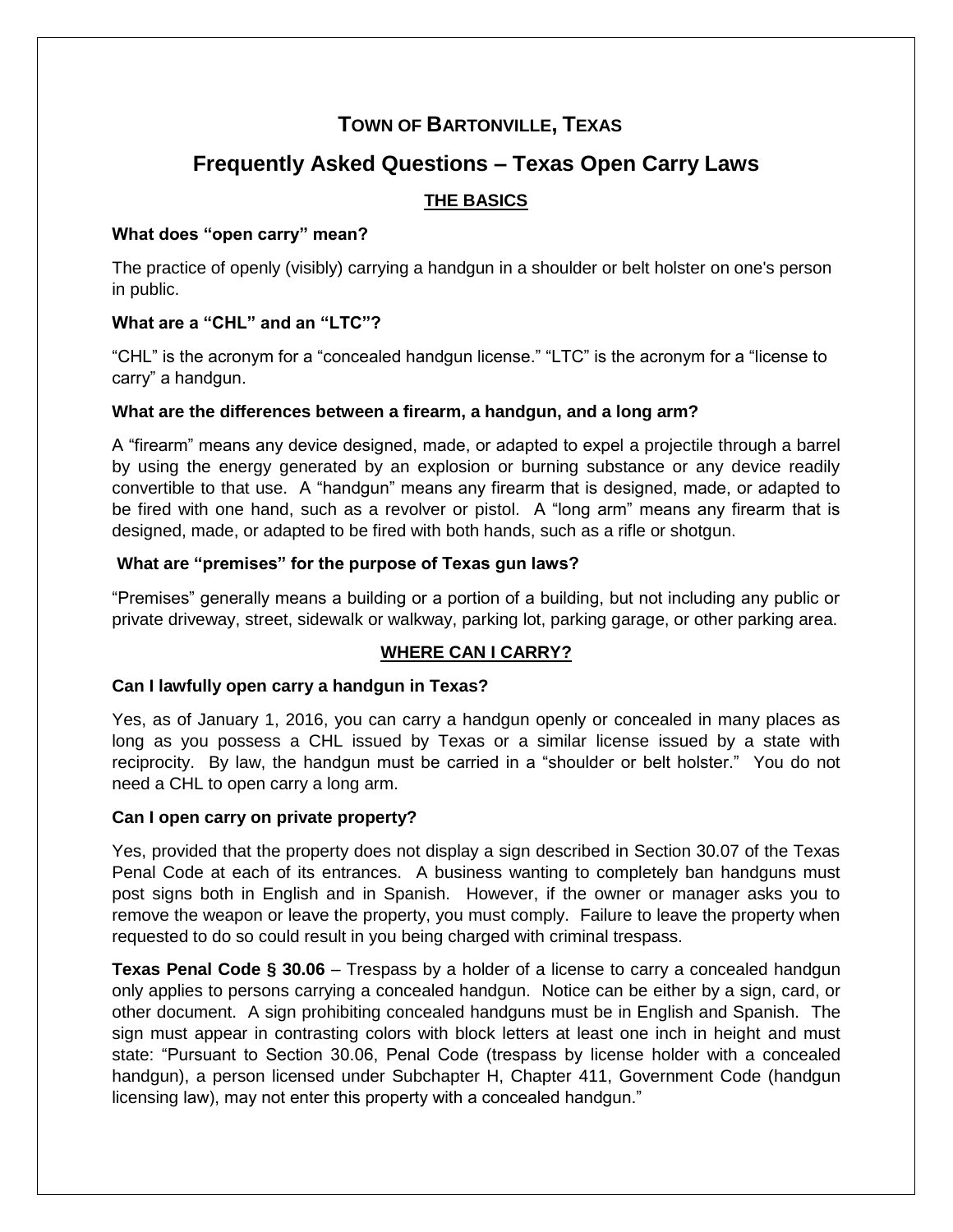# TOWN OF BARTONVILLE, TEXAS

## Frequently Asked Questions – Texas Open Carry Laws

### THE BASICS

**What does "open carry" mean?**

The practice of openly (visibly) carrying a handgun in a shoulder or belt holster on one's person in public.

**What are a "CHL" and an "LTC"?**

"CHL" is the acronym for a "concealed handgun license." "LTC" is the acronym for a "license to carry" a handgun.

**What are the differences between a firearm, a handgun, and a long arm?**

A "firearm" means any device designed, made, or adapted to expel a projectile through a barrel by using the energy generated by an explosion or burning substance or any device readily convertible to that use. A "handgun" means any firearm that is designed, made, or adapted to be fired with one hand, such as a revolver or pistol. A "long arm" means any firearm that is designed, made, or adapted to be fired with both hands, such as a rifle or shotgun.

**What are "premises" for the purpose of Texas gun laws?**

"Premises" generally means a building or a portion of a building, but not including any public or private driveway, street, sidewalk or walkway, parking lot, parking garage, or other parking area.

### WHERE CAN I CARRY?

**Can I lawfully open carry a handgun in Texas?**

Yes, as of January 1, 2016, you can carry a handgun openly or concealed in many places as long as you possess a CHL issued by Texas or a similar license issued by a state with reciprocity. By law, the handgun must be carried in a "shoulder or belt holster." You do not need a CHL to open carry a long arm.

**Can I open carry on private property?**

Yes, provided that the property does not display a sign described in Section 30.07 of the Texas Penal Code at each of its entrances. A business wanting to completely ban handguns must post signs both in English and in Spanish. However, if the owner or manager asks you to remove the weapon or leave the property, you must comply. Failure to leave the property when requested to do so could result in you being charged with criminal trespass.

**Texas Penal Code § 30.06** – Trespass by a holder of a license to carry a concealed handgun only applies to persons carrying a concealed handgun. Notice can be either by a sign, card, or other document. A sign prohibiting concealed handguns must be in English and Spanish. The sign must appear in contrasting colors with block letters at least one inch in height and must state: "Pursuant to Section 30.06, Penal Code (trespass by license holder with a concealed handgun), a person licensed under Subchapter H, Chapter 411, Government Code (handgun licensing law), may not enter this property with a concealed handgun."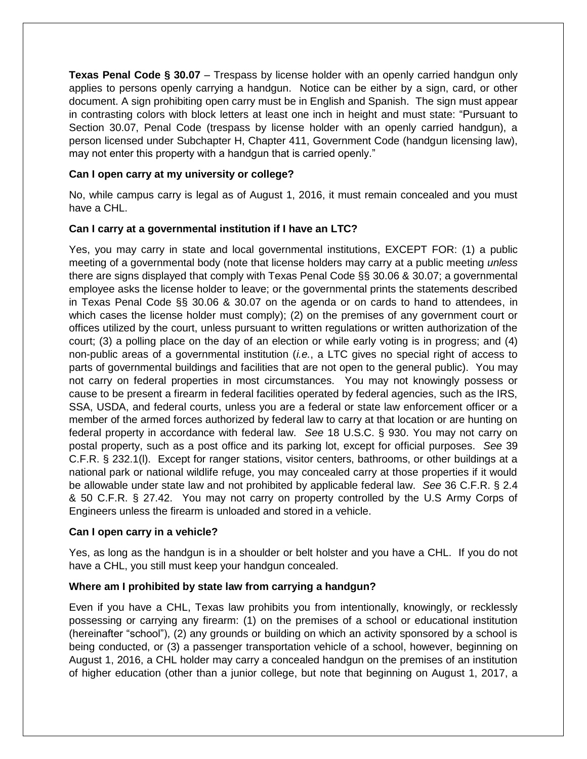**Texas Penal Code § 30.07** – Trespass by license holder with an openly carried handgun only applies to persons openly carrying a handgun. Notice can be either by a sign, card, or other document. A sign prohibiting open carry must be in English and Spanish. The sign must appear in contrasting colors with block letters at least one inch in height and must state: "Pursuant to Section 30.07, Penal Code (trespass by license holder with an openly carried handgun), a person licensed under Subchapter H, Chapter 411, Government Code (handgun licensing law), may not enter this property with a handgun that is carried openly."

**Can I open carry at my university or college?**

No, while campus carry is legal as of August 1, 2016, it must remain concealed and you must have a CHL.

**Can I carry at a governmental institution if I have an LTC?**

Yes, you may carry in state and local governmental institutions, EXCEPT FOR: (1) a public meeting of a governmental body (note that license holders may carry at a public meeting *unless* there are signs displayed that comply with Texas Penal Code §§ 30.06 & 30.07; a governmental employee asks the license holder to leave; or the governmental prints the statements described in Texas Penal Code §§ 30.06 & 30.07 on the agenda or on cards to hand to attendees, in which cases the license holder must comply); (2) on the premises of any government court or offices utilized by the court, unless pursuant to written regulations or written authorization of the court; (3) a polling place on the day of an election or while early voting is in progress; and (4) non-public areas of a governmental institution (*i.e.*, a LTC gives no special right of access to parts of governmental buildings and facilities that are not open to the general public). You may not carry on federal properties in most circumstances. You may not knowingly possess or cause to be present a firearm in federal facilities operated by federal agencies, such as the IRS, SSA, USDA, and federal courts, unless you are a federal or state law enforcement officer or a member of the armed forces authorized by federal law to carry at that location or are hunting on federal property in accordance with federal law. *See* 18 U.S.C. § 930. You may not carry on postal property, such as a post office and its parking lot, except for official purposes. *See* 39 C.F.R. § 232.1(l). Except for ranger stations, visitor centers, bathrooms, or other buildings at a national park or national wildlife refuge, you may concealed carry at those properties if it would be allowable under state law and not prohibited by applicable federal law. *See* 36 C.F.R. § 2.4 & 50 C.F.R. § 27.42. You may not carry on property controlled by the U.S Army Corps of Engineers unless the firearm is unloaded and stored in a vehicle.

**Can I open carry in a vehicle?**

Yes, as long as the handgun is in a shoulder or belt holster and you have a CHL. If you do not have a CHL, you still must keep your handgun concealed.

**Where am I prohibited by state law from carrying a handgun?**

Even if you have a CHL, Texas law prohibits you from intentionally, knowingly, or recklessly possessing or carrying any firearm: (1) on the premises of a school or educational institution (hereinafter "school"), (2) any grounds or building on which an activity sponsored by a school is being conducted, or (3) a passenger transportation vehicle of a school, however, beginning on August 1, 2016, a CHL holder may carry a concealed handgun on the premises of an institution of higher education (other than a junior college, but note that beginning on August 1, 2017, a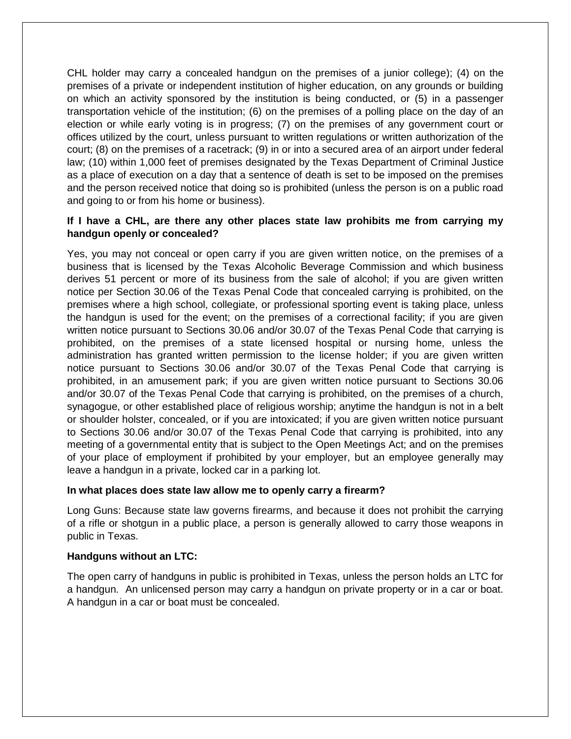CHL holder may carry a concealed handgun on the premises of a junior college); (4) on the premises of a private or independent institution of higher education, on any grounds or building on which an activity sponsored by the institution is being conducted, or (5) in a passenger transportation vehicle of the institution; (6) on the premises of a polling place on the day of an election or while early voting is in progress; (7) on the premises of any government court or offices utilized by the court, unless pursuant to written regulations or written authorization of the court; (8) on the premises of a racetrack; (9) in or into a secured area of an airport under federal law; (10) within 1,000 feet of premises designated by the Texas Department of Criminal Justice as a place of execution on a day that a sentence of death is set to be imposed on the premises and the person received notice that doing so is prohibited (unless the person is on a public road and going to or from his home or business).

**If I have a CHL, are there any other places state law prohibits me from carrying my handgun openly or concealed?**

Yes, you may not conceal or open carry if you are given written notice, on the premises of a business that is licensed by the Texas Alcoholic Beverage Commission and which business derives 51 percent or more of its business from the sale of alcohol; if you are given written notice per Section 30.06 of the Texas Penal Code that concealed carrying is prohibited, on the premises where a high school, collegiate, or professional sporting event is taking place, unless the handgun is used for the event; on the premises of a correctional facility; if you are given written notice pursuant to Sections 30.06 and/or 30.07 of the Texas Penal Code that carrying is prohibited, on the premises of a state licensed hospital or nursing home, unless the administration has granted written permission to the license holder; if you are given written notice pursuant to Sections 30.06 and/or 30.07 of the Texas Penal Code that carrying is prohibited, in an amusement park; if you are given written notice pursuant to Sections 30.06 and/or 30.07 of the Texas Penal Code that carrying is prohibited, on the premises of a church, synagogue, or other established place of religious worship; anytime the handgun is not in a belt or shoulder holster, concealed, or if you are intoxicated; if you are given written notice pursuant to Sections 30.06 and/or 30.07 of the Texas Penal Code that carrying is prohibited, into any meeting of a governmental entity that is subject to the Open Meetings Act; and on the premises of your place of employment if prohibited by your employer, but an employee generally may leave a handgun in a private, locked car in a parking lot.

**In what places does state law allow me to openly carry a firearm?**

Long Guns: Because state law governs firearms, and because it does not prohibit the carrying of a rifle or shotgun in a public place, a person is generally allowed to carry those weapons in public in Texas.

**Handguns without an LTC:**

The open carry of handguns in public is prohibited in Texas, unless the person holds an LTC for a handgun. An unlicensed person may carry a handgun on private property or in a car or boat. A handgun in a car or boat must be concealed.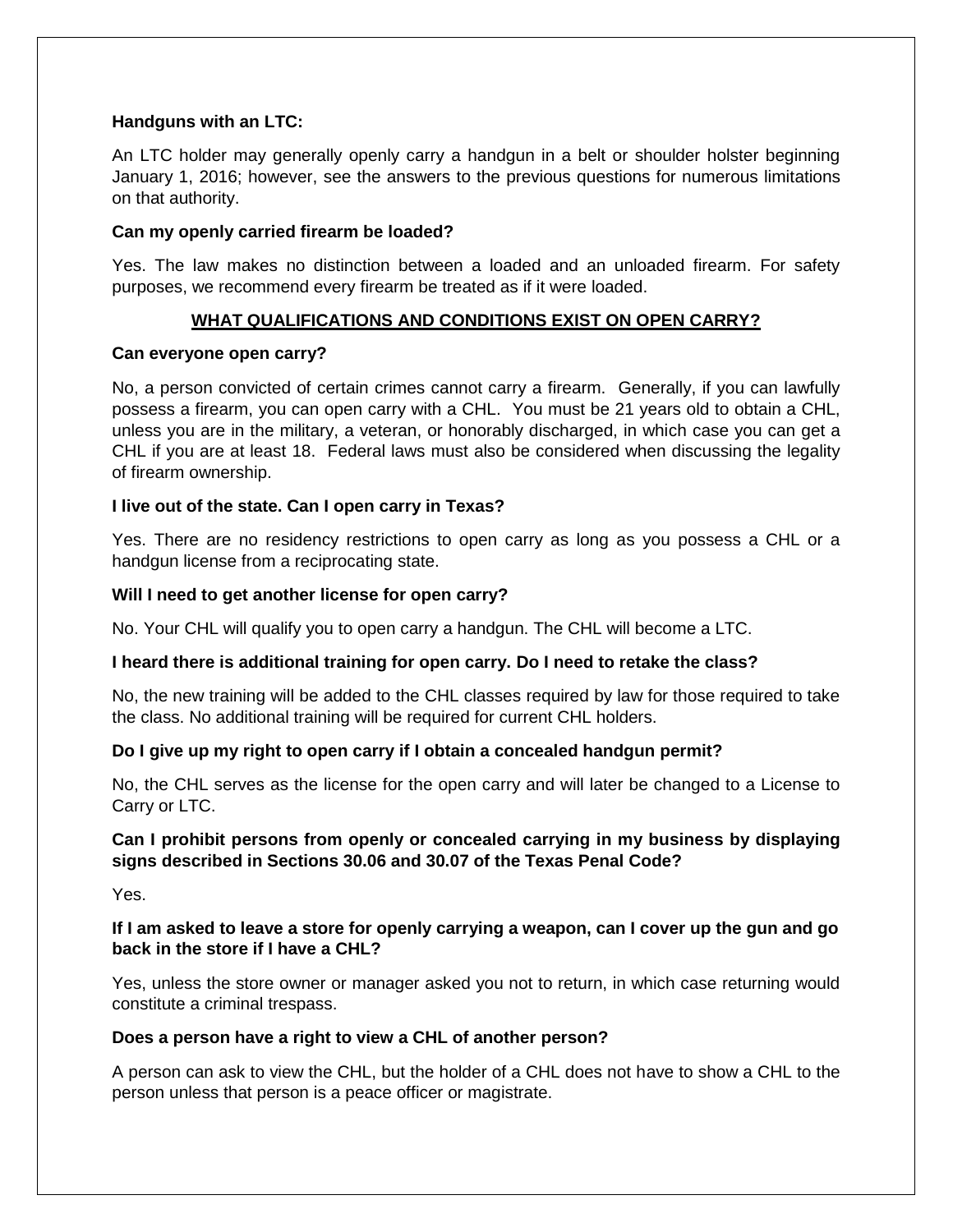**Handguns with an LTC:**

An LTC holder may generally openly carry a handgun in a belt or shoulder holster beginning January 1, 2016; however, see the answers to the previous questions for numerous limitations on that authority.

**Can my openly carried firearm be loaded?**

Yes. The law makes no distinction between a loaded and an unloaded firearm. For safety purposes, we recommend every firearm be treated as if it were loaded.

## WHAT QUALIFICATIONS AND CONDITIONS EXIST ON OPEN CARRY?

**Can everyone open carry?**

No, a person convicted of certain crimes cannot carry a firearm. Generally, if you can lawfully possess a firearm, you can open carry with a CHL. You must be 21 years old to obtain a CHL, unless you are in the military, a veteran, or honorably discharged, in which case you can get a CHL if you are at least 18. Federal laws must also be considered when discussing the legality of firearm ownership.

**I live out of the state. Can I open carry in Texas?**

Yes. There are no residency restrictions to open carry as long as you possess a CHL or a handgun license from a reciprocating state.

**Will I need to get another license for open carry?**

No. Your CHL will qualify you to open carry a handgun. The CHL will become a LTC.

**I heard there is additional training for open carry. Do I need to retake the class?**

No, the new training will be added to the CHL classes required by law for those required to take the class. No additional training will be required for current CHL holders.

**Do I give up my right to open carry if I obtain a concealed handgun permit?**

No, the CHL serves as the license for the open carry and will later be changed to a License to Carry or LTC.

**Can I prohibit persons from openly or concealed carrying in my business by displaying signs described in Sections 30.06 and 30.07 of the Texas Penal Code?**

Yes.

**If I am asked to leave a store for openly carrying a weapon, can I cover up the gun and go back in the store if I have a CHL?**

Yes, unless the store owner or manager asked you not to return, in which case returning would constitute a criminal trespass.

**Does a person have a right to view a CHL of another person?**

A person can ask to view the CHL, but the holder of a CHL does not have to show a CHL to the person unless that person is a peace officer or magistrate.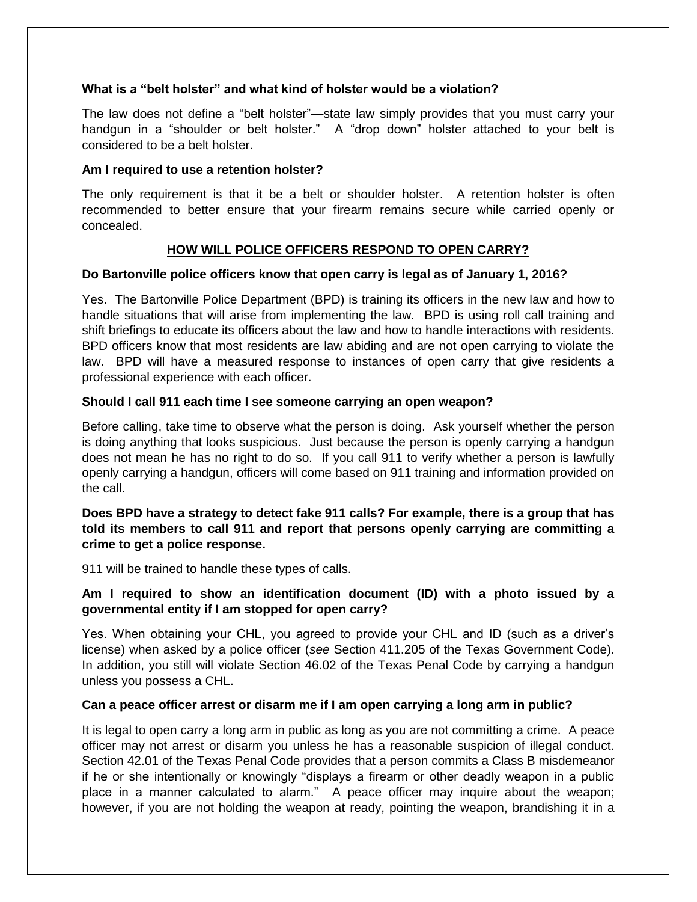**What is a "belt holster" and what kind of holster would be a violation?**

The law does not define a "belt holster"—state law simply provides that you must carry your handgun in a "shoulder or belt holster." A "drop down" holster attached to your belt is considered to be a belt holster.

**Am I required to use a retention holster?**

The only requirement is that it be a belt or shoulder holster. A retention holster is often recommended to better ensure that your firearm remains secure while carried openly or concealed.

## HOW WILL POLICE OFFICERS RESPOND TO OPEN CARRY?

**Do Bartonville police officers know that open carry is legal as of January 1, 2016?**

Yes. The Bartonville Police Department (BPD) is training its officers in the new law and how to handle situations that will arise from implementing the law. BPD is using roll call training and shift briefings to educate its officers about the law and how to handle interactions with residents. BPD officers know that most residents are law abiding and are not open carrying to violate the law. BPD will have a measured response to instances of open carry that give residents a professional experience with each officer.

**Should I call 911 each time I see someone carrying an open weapon?**

Before calling, take time to observe what the person is doing. Ask yourself whether the person is doing anything that looks suspicious. Just because the person is openly carrying a handgun does not mean he has no right to do so. If you call 911 to verify whether a person is lawfully openly carrying a handgun, officers will come based on 911 training and information provided on the call.

**Does BPD have a strategy to detect fake 911 calls? For example, there is a group that has told its members to call 911 and report that persons openly carrying are committing a crime to get a police response.**

911 will be trained to handle these types of calls.

**Am I required to show an identification document (ID) with a photo issued by a governmental entity if I am stopped for open carry?**

Yes. When obtaining your CHL, you agreed to provide your CHL and ID (such as a driver's license) when asked by a police officer (*see* Section 411.205 of the Texas Government Code). In addition, you still will violate Section 46.02 of the Texas Penal Code by carrying a handgun unless you possess a CHL.

**Can a peace officer arrest or disarm me if I am open carrying a long arm in public?**

It is legal to open carry a long arm in public as long as you are not committing a crime. A peace officer may not arrest or disarm you unless he has a reasonable suspicion of illegal conduct. Section 42.01 of the Texas Penal Code provides that a person commits a Class B misdemeanor if he or she intentionally or knowingly "displays a firearm or other deadly weapon in a public place in a manner calculated to alarm." A peace officer may inquire about the weapon; however, if you are not holding the weapon at ready, pointing the weapon, brandishing it in a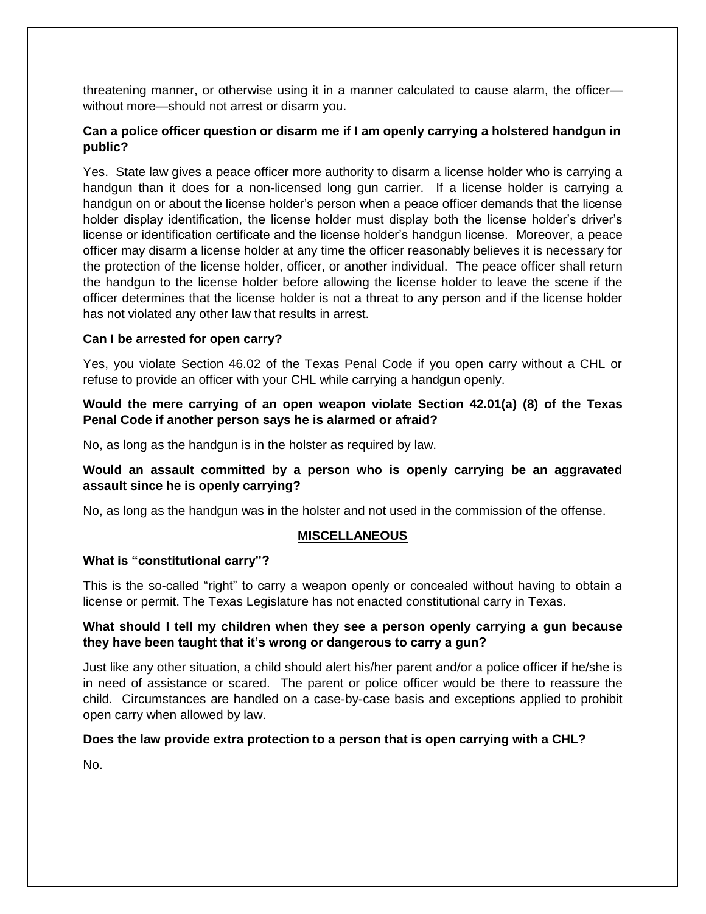threatening manner, or otherwise using it in a manner calculated to cause alarm, the officer—without more—should not arrest or disarm you.

**Can a police officer question or disarm me if I am openly carrying a holstered handgun in public?**

Yes. State law gives a peace officer more authority to disarm a license holder who is carrying a handgun than it does for a non-licensed long gun carrier. If a license holder is carrying a handgun on or about the license holder's person when a peace officer demands that the license holder display identification, the license holder must display both the license holder's driver's license or identification certificate and the license holder's handgun license. Moreover, a peace officer may disarm a license holder at any time the officer reasonably believes it is necessary for the protection of the license holder, officer, or another individual. The peace officer shall return the handgun to the license holder before allowing the license holder to leave the scene if the officer determines that the license holder is not a threat to any person and if the license holder has not violated any other law that results in arrest.

**Can I be arrested for open carry?**

Yes, you violate Section 46.02 of the Texas Penal Code if you open carry without a CHL or refuse to provide an officer with your CHL while carrying a handgun openly.

**Would the mere carrying of an open weapon violate Section 42.01(a) (8) of the Texas Penal Code if another person says he is alarmed or afraid?**

No, as long as the handgun is in the holster as required by law.

**Would an assault committed by a person who is openly carrying be an aggravated assault since he is openly carrying?**

No, as long as the handgun was in the holster and not used in the commission of the offense.

## MISCELLANEOUS

**What is "constitutional carry"?**

This is the so-called "right" to carry a weapon openly or concealed without having to obtain a license or permit. The Texas Legislature has not enacted constitutional carry in Texas.

**What should I tell my children when they see a person openly carrying a gun because they have been taught that it's wrong or dangerous to carry a gun?**

Just like any other situation, a child should alert his/her parent and/or a police officer if he/she is in need of assistance or scared. The parent or police officer would be there to reassure the child. Circumstances are handled on a case-by-case basis and exceptions applied to prohibit open carry when allowed by law.

**Does the law provide extra protection to a person that is open carrying with a CHL?**

No.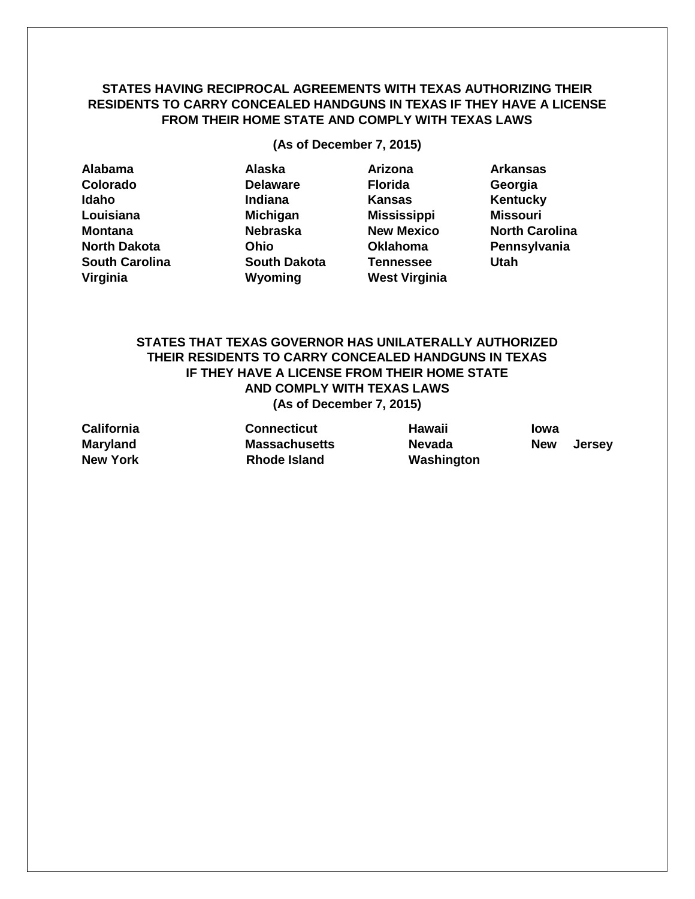**STATES HAVING RECIPROCAL AGREEMENTS WITH TEXAS AUTHORIZING THEIR RESIDENTS TO CARRY CONCEALED HANDGUNS IN TEXAS IF THEY HAVE A LICENSE FROM THEIR HOME STATE AND COMPLY WITH TEXAS LAWS**

**(As of December 7, 2015)**

| | | | |
|---|---|---|---|
| **Alabama** | **Alaska** | **Arizona** | **Arkansas** |
| **Colorado** | **Delaware** | **Florida** | **Georgia** |
| **Idaho** | **Indiana** | **Kansas** | **Kentucky** |
| **Louisiana** | **Michigan** | **Mississippi** | **Missouri** |
| **Montana** | **Nebraska** | **New Mexico** | **North Carolina** |
| **North Dakota** | **Ohio** | **Oklahoma** | **Pennsylvania** |
| **South Carolina** | **South Dakota** | **Tennessee** | **Utah** |
| **Virginia** | **Wyoming** | **West Virginia** | |

**STATES THAT TEXAS GOVERNOR HAS UNILATERALLY AUTHORIZED THEIR RESIDENTS TO CARRY CONCEALED HANDGUNS IN TEXAS IF THEY HAVE A LICENSE FROM THEIR HOME STATE AND COMPLY WITH TEXAS LAWS**

**(As of December 7, 2015)**

| | | | |
|---|---|---|---|
| **California** | **Connecticut** | **Hawaii** | **Iowa** |
| **Maryland** | **Massachusetts** | **Nevada** | **New Jersey** |
| **New York** | **Rhode Island** | **Washington** | |